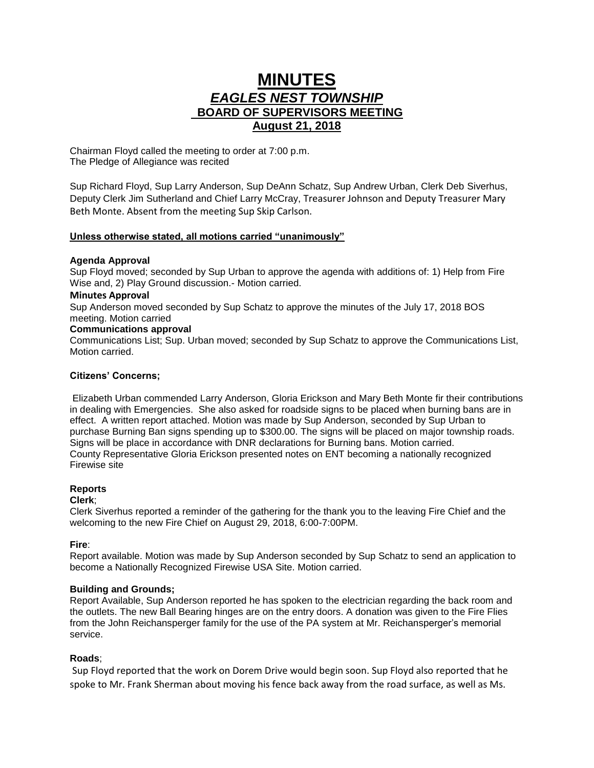# MINUTES
## *EAGLES NEST TOWNSHIP*
## BOARD OF SUPERVISORS MEETING
## August 21, 2018

Chairman Floyd called the meeting to order at 7:00 p.m.
The Pledge of Allegiance was recited

Sup Richard Floyd, Sup Larry Anderson, Sup DeAnn Schatz, Sup Andrew Urban, Clerk Deb Siverhus, Deputy Clerk Jim Sutherland and Chief Larry McCray, Treasurer Johnson and Deputy Treasurer Mary Beth Monte. Absent from the meeting Sup Skip Carlson.

**Unless otherwise stated, all motions carried "unanimously"**

**Agenda Approval**
Sup Floyd moved; seconded by Sup Urban to approve the agenda with additions of: 1) Help from Fire Wise and, 2) Play Ground discussion.- Motion carried.

**Minutes Approval**
Sup Anderson moved seconded by Sup Schatz to approve the minutes of the July 17, 2018 BOS meeting. Motion carried

**Communications approval**
Communications List; Sup. Urban moved; seconded by Sup Schatz to approve the Communications List, Motion carried.

**Citizens' Concerns;**

Elizabeth Urban commended Larry Anderson, Gloria Erickson and Mary Beth Monte fir their contributions in dealing with Emergencies. She also asked for roadside signs to be placed when burning bans are in effect. A written report attached. Motion was made by Sup Anderson, seconded by Sup Urban to purchase Burning Ban signs spending up to $300.00. The signs will be placed on major township roads. Signs will be place in accordance with DNR declarations for Burning bans. Motion carried.
County Representative Gloria Erickson presented notes on ENT becoming a nationally recognized Firewise site

**Reports**

**Clerk**;
Clerk Siverhus reported a reminder of the gathering for the thank you to the leaving Fire Chief and the welcoming to the new Fire Chief on August 29, 2018, 6:00-7:00PM.

**Fire**:
Report available. Motion was made by Sup Anderson seconded by Sup Schatz to send an application to become a Nationally Recognized Firewise USA Site. Motion carried.

**Building and Grounds;**
Report Available, Sup Anderson reported he has spoken to the electrician regarding the back room and the outlets. The new Ball Bearing hinges are on the entry doors. A donation was given to the Fire Flies from the John Reichansperger family for the use of the PA system at Mr. Reichansperger's memorial service.

**Roads**;
Sup Floyd reported that the work on Dorem Drive would begin soon. Sup Floyd also reported that he spoke to Mr. Frank Sherman about moving his fence back away from the road surface, as well as Ms.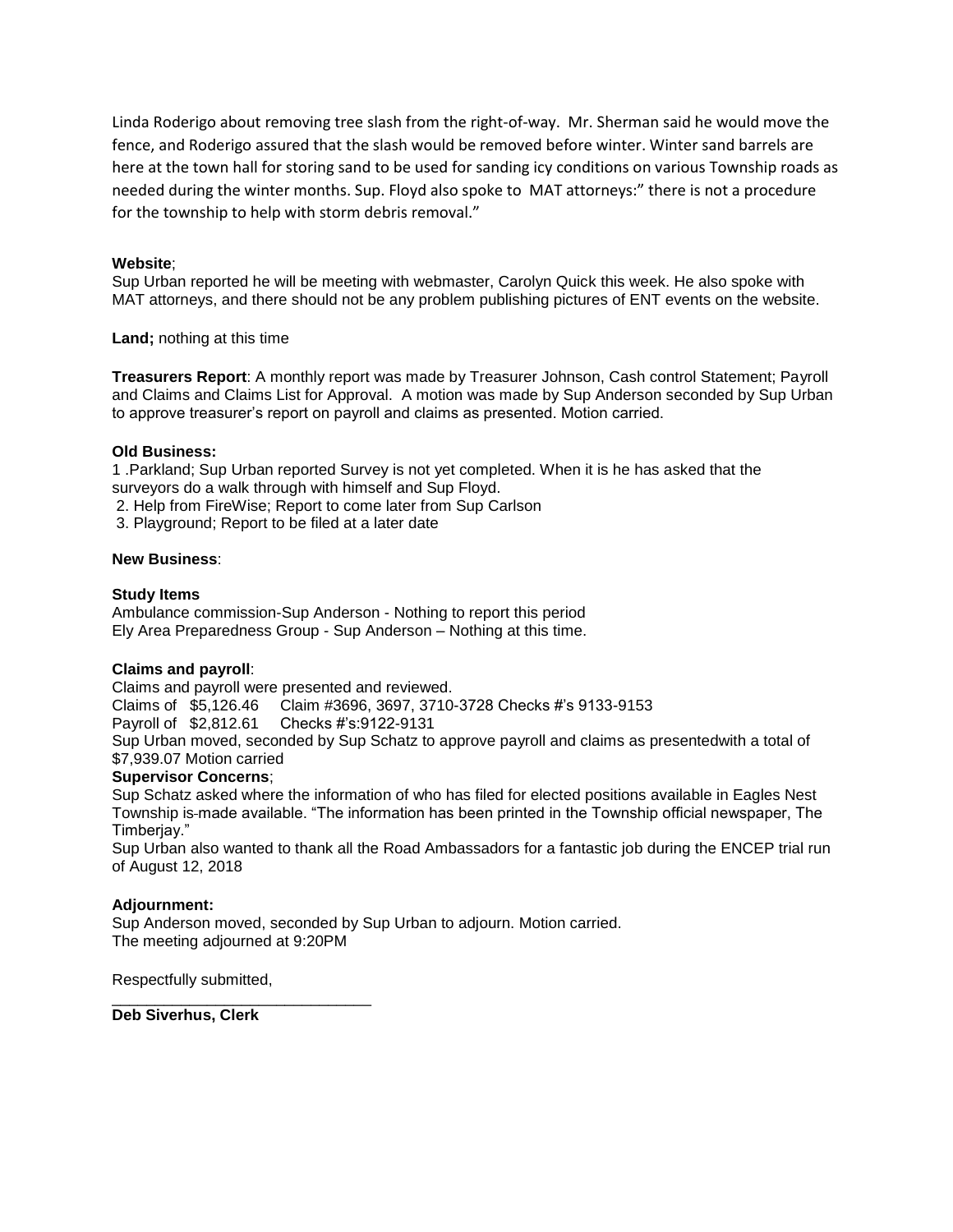Linda Roderigo about removing tree slash from the right-of-way. Mr. Sherman said he would move the fence, and Roderigo assured that the slash would be removed before winter. Winter sand barrels are here at the town hall for storing sand to be used for sanding icy conditions on various Township roads as needed during the winter months. Sup. Floyd also spoke to MAT attorneys:" there is not a procedure for the township to help with storm debris removal."

**Website**;
Sup Urban reported he will be meeting with webmaster, Carolyn Quick this week. He also spoke with MAT attorneys, and there should not be any problem publishing pictures of ENT events on the website.

**Land;** nothing at this time

**Treasurers Report**: A monthly report was made by Treasurer Johnson, Cash control Statement; Payroll and Claims and Claims List for Approval. A motion was made by Sup Anderson seconded by Sup Urban to approve treasurer's report on payroll and claims as presented. Motion carried.

**Old Business:**
1 .Parkland; Sup Urban reported Survey is not yet completed. When it is he has asked that the surveyors do a walk through with himself and Sup Floyd.
2. Help from FireWise; Report to come later from Sup Carlson
3. Playground; Report to be filed at a later date

**New Business**:

**Study Items**
Ambulance commission-Sup Anderson - Nothing to report this period
Ely Area Preparedness Group - Sup Anderson – Nothing at this time.

**Claims and payroll**:
Claims and payroll were presented and reviewed.
Claims of $5,126.46 Claim #3696, 3697, 3710-3728 Checks #'s 9133-9153
Payroll of $2,812.61 Checks #'s:9122-9131
Sup Urban moved, seconded by Sup Schatz to approve payroll and claims as presentedwith a total of $7,939.07 Motion carried

**Supervisor Concerns**;
Sup Schatz asked where the information of who has filed for elected positions available in Eagles Nest Township is made available. "The information has been printed in the Township official newspaper, The Timberjay."
Sup Urban also wanted to thank all the Road Ambassadors for a fantastic job during the ENCEP trial run of August 12, 2018

**Adjournment:**
Sup Anderson moved, seconded by Sup Urban to adjourn. Motion carried.
The meeting adjourned at 9:20PM

Respectfully submitted,

______________________________
**Deb Siverhus, Clerk**